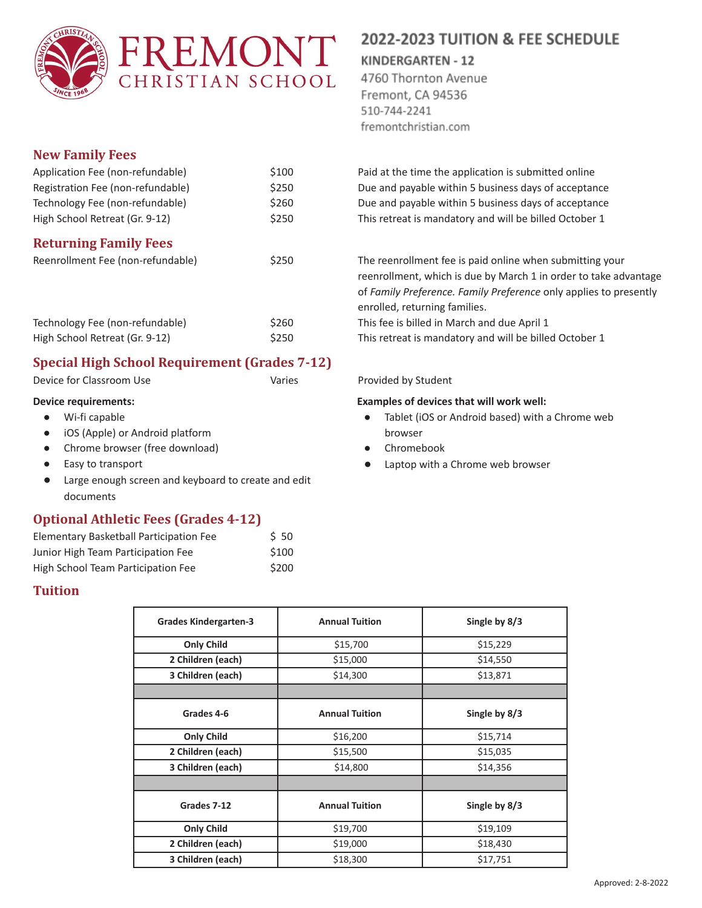# FREMONT CHRISTIAN SCHOOL

## 2022-2023 TUITION & FEE SCHEDULE

**KINDERGARTEN - 12**

4760 Thornton Avenue
Fremont, CA 94536
510-744-2241
fremontchristian.com

## New Family Fees

| | | |
|---|---|---|
| Application Fee (non-refundable) | $100 | Paid at the time the application is submitted online |
| Registration Fee (non-refundable) | $250 | Due and payable within 5 business days of acceptance |
| Technology Fee (non-refundable) | $260 | Due and payable within 5 business days of acceptance |
| High School Retreat (Gr. 9-12) | $250 | This retreat is mandatory and will be billed October 1 |

## Returning Family Fees

| | | |
|---|---|---|
| Reenrollment Fee (non-refundable) | $250 | The reenrollment fee is paid online when submitting your reenrollment, which is due by March 1 in order to take advantage of *Family Preference. Family Preference* only applies to presently enrolled, returning families. |
| Technology Fee (non-refundable) | $260 | This fee is billed in March and due April 1 |
| High School Retreat (Gr. 9-12) | $250 | This retreat is mandatory and will be billed October 1 |

## Special High School Requirement (Grades 7-12)

| | | |
|---|---|---|
| Device for Classroom Use | Varies | Provided by Student |

**Device requirements:**

- Wi-fi capable
- iOS (Apple) or Android platform
- Chrome browser (free download)
- Easy to transport
- Large enough screen and keyboard to create and edit documents

**Examples of devices that will work well:**

- Tablet (iOS or Android based) with a Chrome web browser
- Chromebook
- Laptop with a Chrome web browser

## Optional Athletic Fees (Grades 4-12)

| | |
|---|---|
| Elementary Basketball Participation Fee | $ 50 |
| Junior High Team Participation Fee | $100 |
| High School Team Participation Fee | $200 |

## Tuition

| Grades Kindergarten-3 | Annual Tuition | Single by 8/3 |
|---|---|---|
| **Only Child** | $15,700 | $15,229 |
| **2 Children (each)** | $15,000 | $14,550 |
| **3 Children (each)** | $14,300 | $13,871 |
| | | |
| **Grades 4-6** | **Annual Tuition** | **Single by 8/3** |
| **Only Child** | $16,200 | $15,714 |
| **2 Children (each)** | $15,500 | $15,035 |
| **3 Children (each)** | $14,800 | $14,356 |
| | | |
| **Grades 7-12** | **Annual Tuition** | **Single by 8/3** |
| **Only Child** | $19,700 | $19,109 |
| **2 Children (each)** | $19,000 | $18,430 |
| **3 Children (each)** | $18,300 | $17,751 |

Approved: 2-8-2022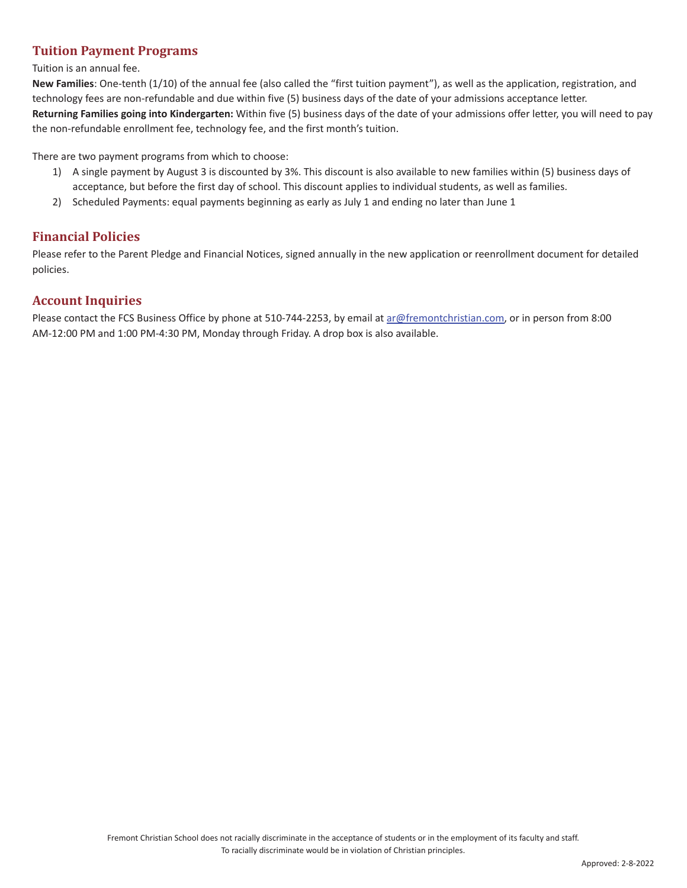## Tuition Payment Programs

Tuition is an annual fee.

**New Families**: One-tenth (1/10) of the annual fee (also called the "first tuition payment"), as well as the application, registration, and technology fees are non-refundable and due within five (5) business days of the date of your admissions acceptance letter.

**Returning Families going into Kindergarten:** Within five (5) business days of the date of your admissions offer letter, you will need to pay the non-refundable enrollment fee, technology fee, and the first month's tuition.

There are two payment programs from which to choose:

1) A single payment by August 3 is discounted by 3%. This discount is also available to new families within (5) business days of acceptance, but before the first day of school. This discount applies to individual students, as well as families.
2) Scheduled Payments: equal payments beginning as early as July 1 and ending no later than June 1

## Financial Policies

Please refer to the Parent Pledge and Financial Notices, signed annually in the new application or reenrollment document for detailed policies.

## Account Inquiries

Please contact the FCS Business Office by phone at 510-744-2253, by email at ar@fremontchristian.com, or in person from 8:00 AM-12:00 PM and 1:00 PM-4:30 PM, Monday through Friday. A drop box is also available.

Fremont Christian School does not racially discriminate in the acceptance of students or in the employment of its faculty and staff.
To racially discriminate would be in violation of Christian principles.

Approved: 2-8-2022